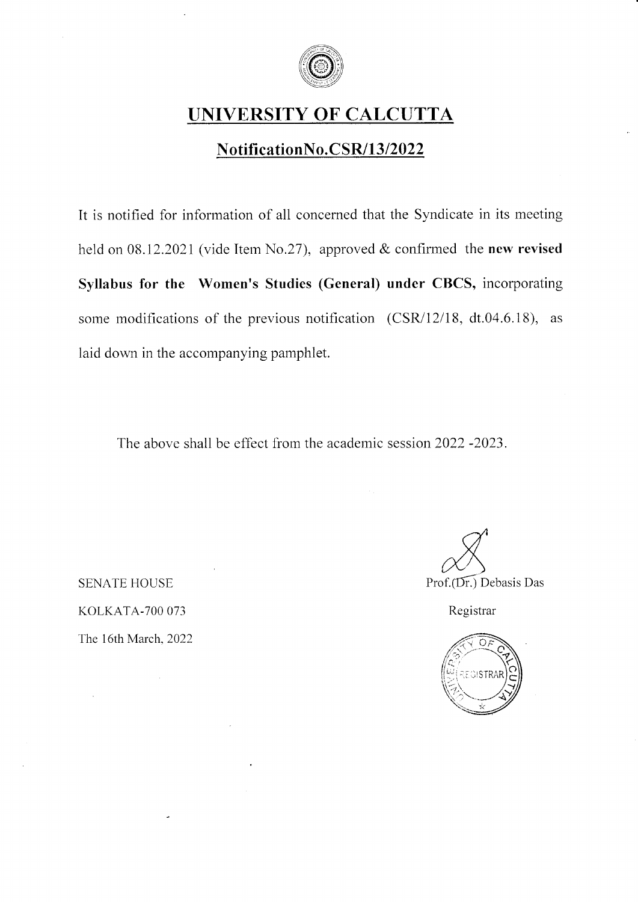# UNIVERSITY OF CALCUTTA

## NotificationNo.CSR/13/2022

It is notified for information of all concerned that the Syndicate in its meeting held on 08.12.2021 (vide Item No.27), approved & confirmed the **new revised Syllabus for the Women's Studies (General) under CBCS,** incorporating some modifications of the previous notification (CSR/12/18, dt.04.6.18), as laid down in the accompanying pamphlet.

The above shall be effect from the academic session 2022 -2023.

SENATE HOUSE

KOLKATA-700 073

The 16th March, 2022

Prof.(Dr.) Debasis Das

Registrar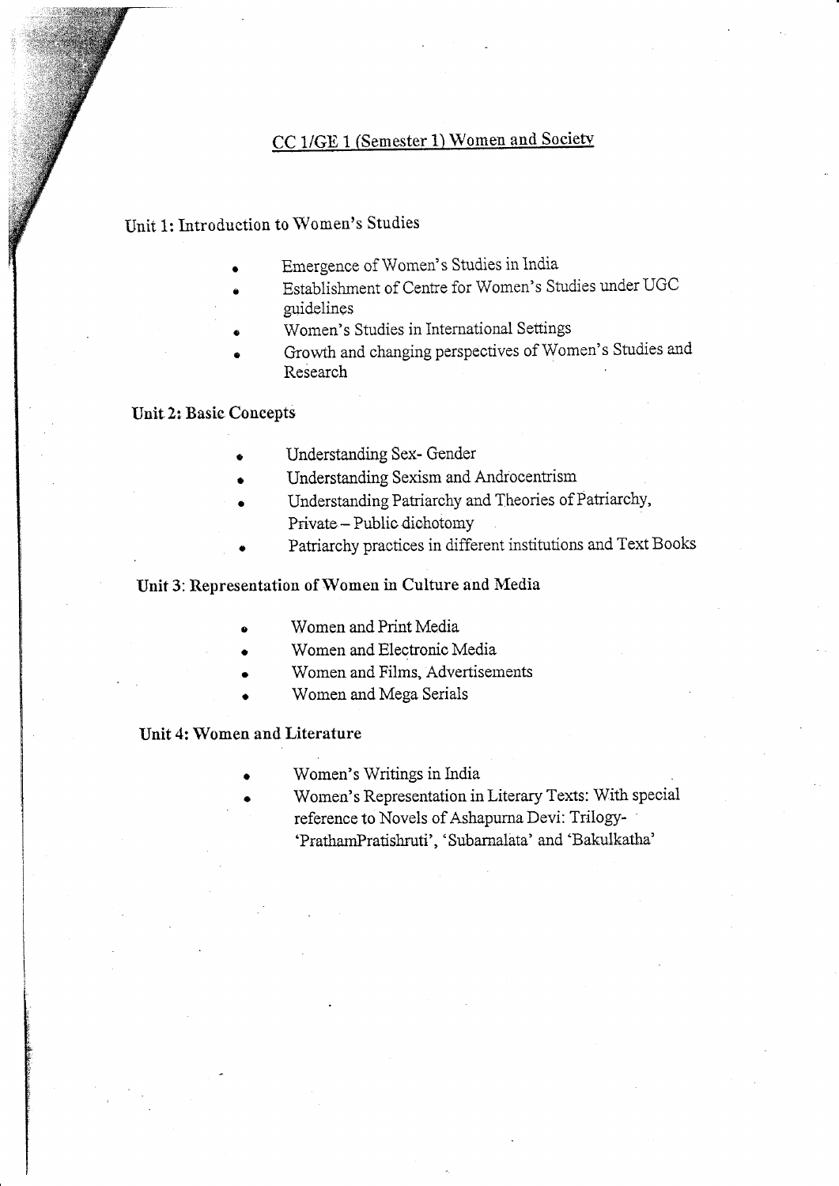## CC 1/GE 1 (Semester 1) Women and Society

### Unit 1: Introduction to Women's Studies

- Emergence of Women's Studies in India
- Establishment of Centre for Women's Studies under UGC guidelines
- Women's Studies in International Settings
- Growth and changing perspectives of Women's Studies and Research

### Unit 2: Basic Concepts

- Understanding Sex- Gender
- Understanding Sexism and Androcentrism
- Understanding Patriarchy and Theories of Patriarchy, Private – Public dichotomy
- Patriarchy practices in different institutions and Text Books

### Unit 3: Representation of Women in Culture and Media

- Women and Print Media
- Women and Electronic Media
- Women and Films, Advertisements
- Women and Mega Serials

### Unit 4: Women and Literature

- Women's Writings in India
- Women's Representation in Literary Texts: With special reference to Novels of Ashapurna Devi: Trilogy- 'PrathamPratishruti', 'Subarnalata' and 'Bakulkatha'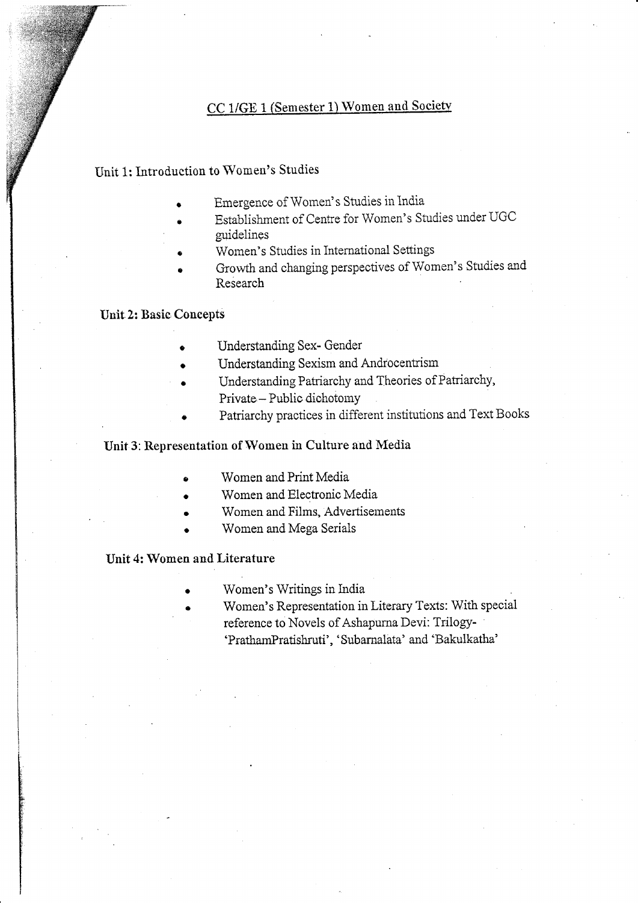## CC 1/GE 1 (Semester 1) Women and Society

### Unit 1: Introduction to Women's Studies

- Emergence of Women's Studies in India
- Establishment of Centre for Women's Studies under UGC guidelines
- Women's Studies in International Settings
- Growth and changing perspectives of Women's Studies and Research

### Unit 2: Basic Concepts

- Understanding Sex- Gender
- Understanding Sexism and Androcentrism
- Understanding Patriarchy and Theories of Patriarchy, Private – Public dichotomy
- Patriarchy practices in different institutions and Text Books

### Unit 3: Representation of Women in Culture and Media

- Women and Print Media
- Women and Electronic Media
- Women and Films, Advertisements
- Women and Mega Serials

### Unit 4: Women and Literature

- Women's Writings in India
- Women's Representation in Literary Texts: With special reference to Novels of Ashapurna Devi: Trilogy- 'PrathamPratishruti', 'Subarnalata' and 'Bakulkatha'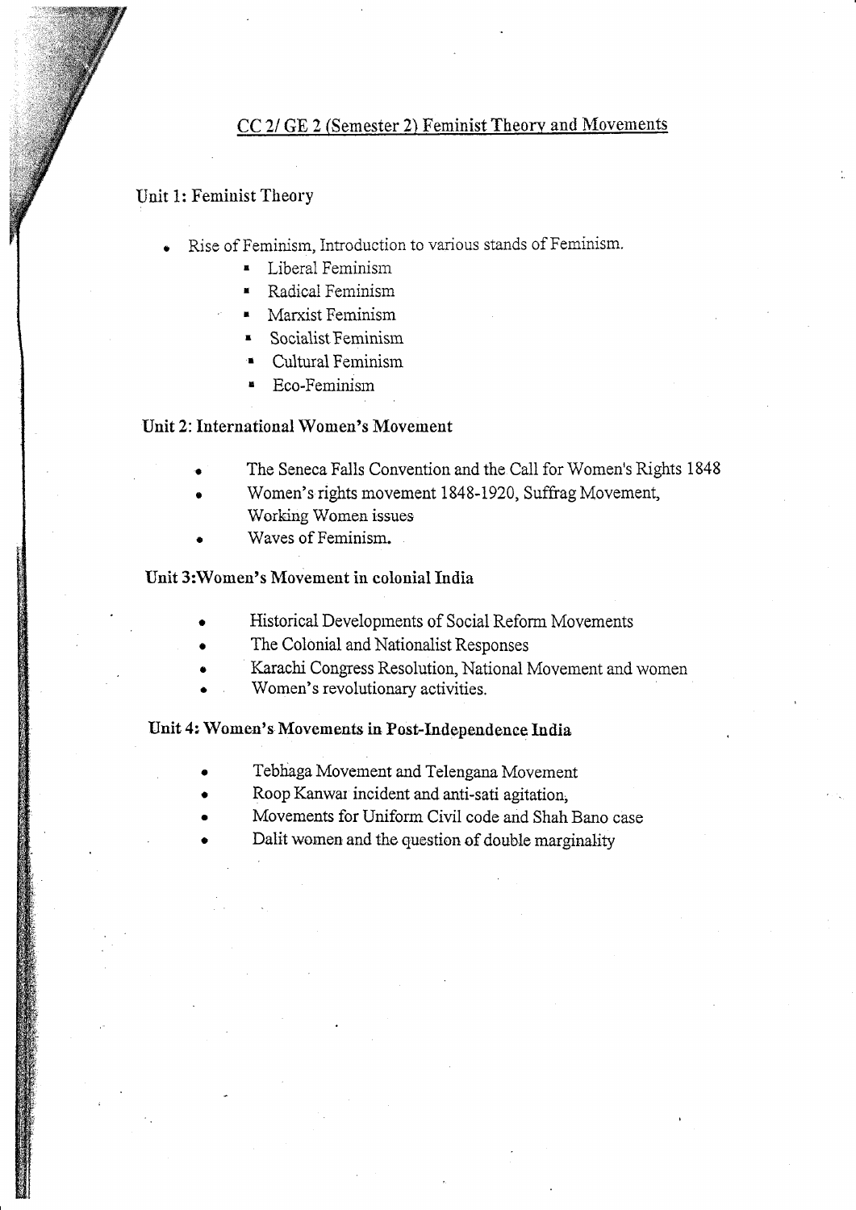## CC 2/ GE 2 (Semester 2) Feminist Theory and Movements

### Unit 1: Feminist Theory

- Rise of Feminism, Introduction to various stands of Feminism.
  - Liberal Feminism
  - Radical Feminism
  - Marxist Feminism
  - Socialist Feminism
  - Cultural Feminism
  - Eco-Feminism

### Unit 2: International Women's Movement

- The Seneca Falls Convention and the Call for Women's Rights 1848
- Women's rights movement 1848-1920, Suffrag Movement, Working Women issues
- Waves of Feminism.

### Unit 3:Women's Movement in colonial India

- Historical Developments of Social Reform Movements
- The Colonial and Nationalist Responses
- Karachi Congress Resolution, National Movement and women
- Women's revolutionary activities.

### Unit 4: Women's Movements in Post-Independence India

- Tebhaga Movement and Telengana Movement
- Roop Kanwar incident and anti-sati agitation,
- Movements for Uniform Civil code and Shah Bano case
- Dalit women and the question of double marginality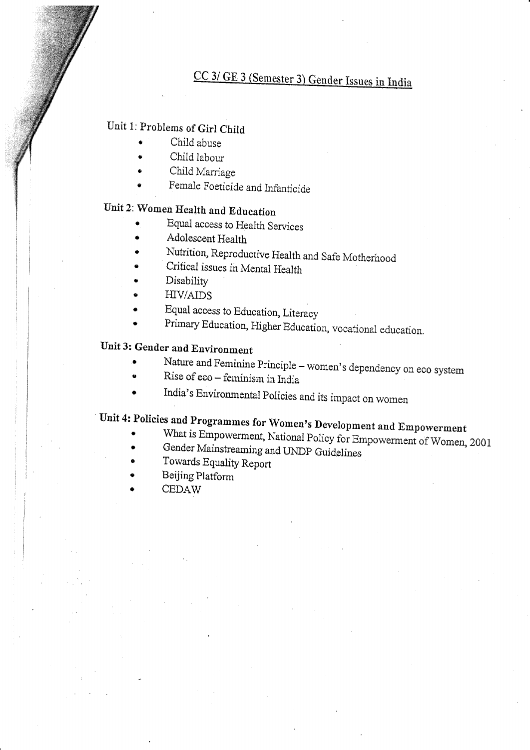# CC 3/ GE 3 (Semester 3) Gender Issues in India

## Unit 1: Problems of Girl Child

- Child abuse
- Child labour
- Child Marriage
- Female Foeticide and Infanticide

## Unit 2: Women Health and Education

- Equal access to Health Services
- Adolescent Health
- Nutrition, Reproductive Health and Safe Motherhood
- Critical issues in Mental Health
- Disability
- HIV/AIDS
- Equal access to Education, Literacy
- Primary Education, Higher Education, vocational education.

## Unit 3: Gender and Environment

- Nature and Feminine Principle – women's dependency on eco system
- Rise of eco – feminism in India
- India's Environmental Policies and its impact on women

## Unit 4: Policies and Programmes for Women's Development and Empowerment

- What is Empowerment, National Policy for Empowerment of Women, 2001
- Gender Mainstreaming and UNDP Guidelines
- Towards Equality Report
- Beijing Platform
- CEDAW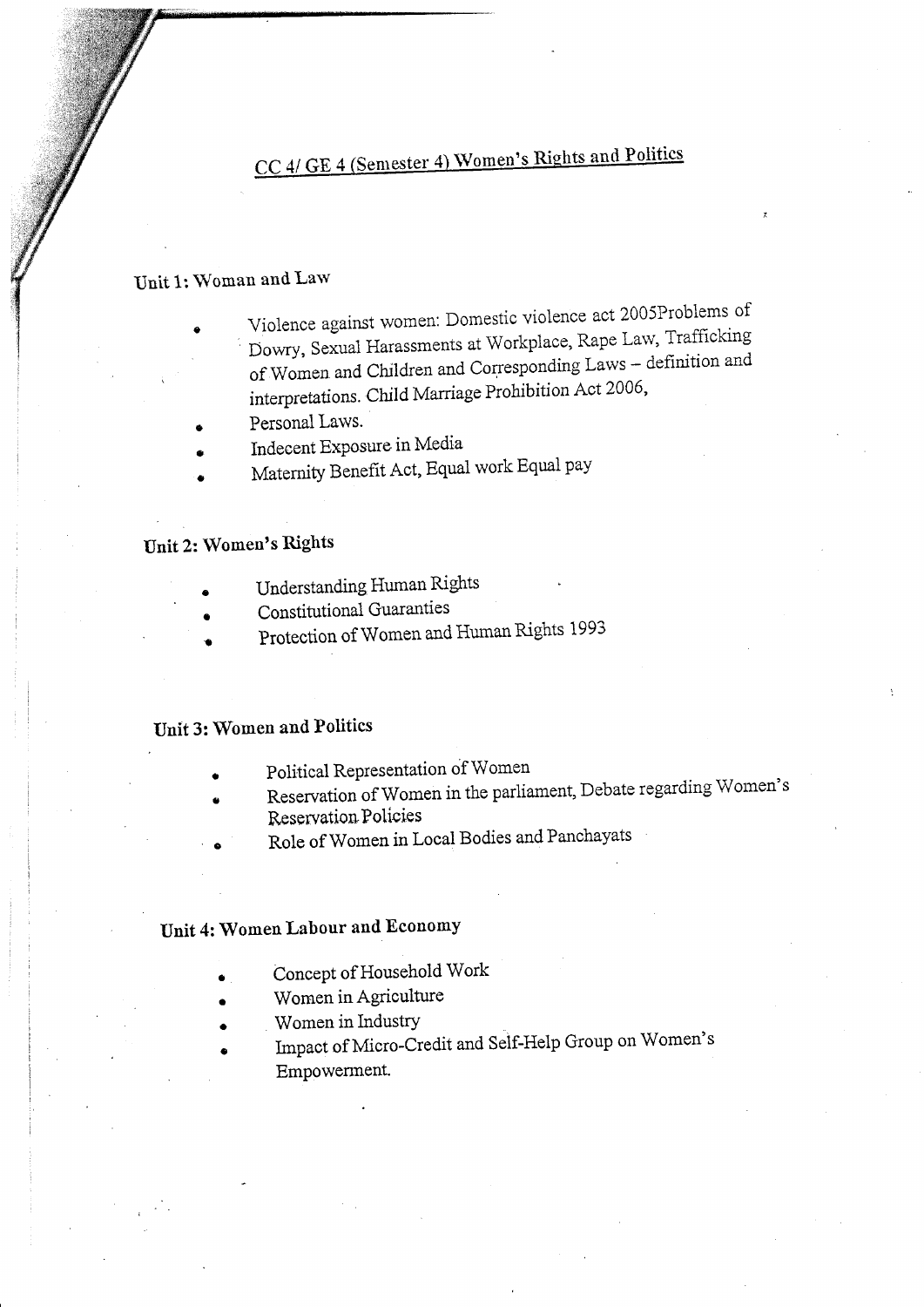## CC 4/ GE 4 (Semester 4) Women's Rights and Politics

### Unit 1: Woman and Law

- Violence against women: Domestic violence act 2005Problems of Dowry, Sexual Harassments at Workplace, Rape Law, Trafficking of Women and Children and Corresponding Laws – definition and interpretations. Child Marriage Prohibition Act 2006,
- Personal Laws.
- Indecent Exposure in Media
- Maternity Benefit Act, Equal work Equal pay

### Unit 2: Women's Rights

- Understanding Human Rights
- Constitutional Guaranties
- Protection of Women and Human Rights 1993

### Unit 3: Women and Politics

- Political Representation of Women
- Reservation of Women in the parliament, Debate regarding Women's Reservation Policies
- Role of Women in Local Bodies and Panchayats

### Unit 4: Women Labour and Economy

- Concept of Household Work
- Women in Agriculture
- Women in Industry
- Impact of Micro-Credit and Self-Help Group on Women's Empowerment.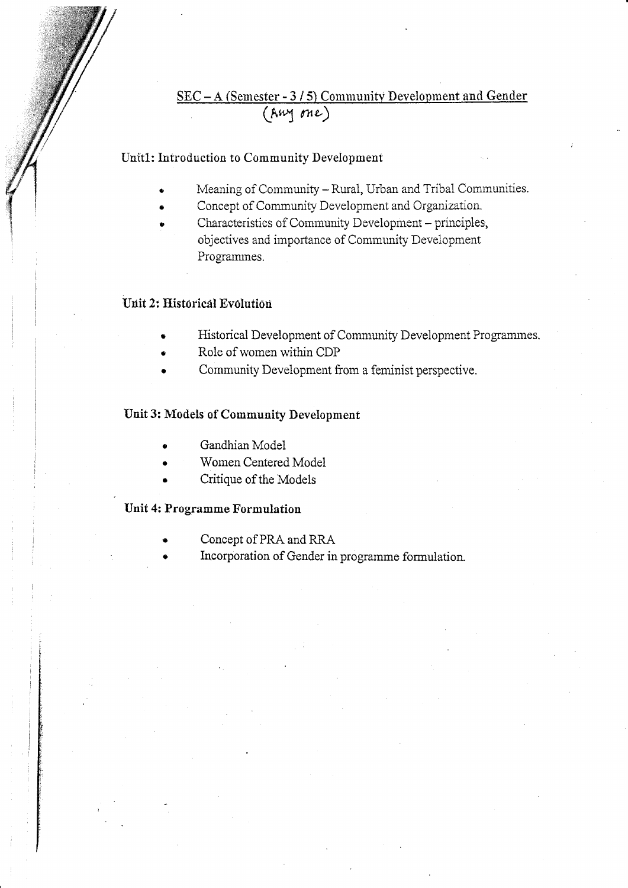## SEC – A (Semester - 3 / 5) Community Development and Gender
(Any one)

### Unit1: Introduction to Community Development

- Meaning of Community – Rural, Urban and Tribal Communities.
- Concept of Community Development and Organization.
- Characteristics of Community Development – principles, objectives and importance of Community Development Programmes.

### Unit 2: Historical Evolution

- Historical Development of Community Development Programmes.
- Role of women within CDP
- Community Development from a feminist perspective.

### Unit 3: Models of Community Development

- Gandhian Model
- Women Centered Model
- Critique of the Models

### Unit 4: Programme Formulation

- Concept of PRA and RRA
- Incorporation of Gender in programme formulation.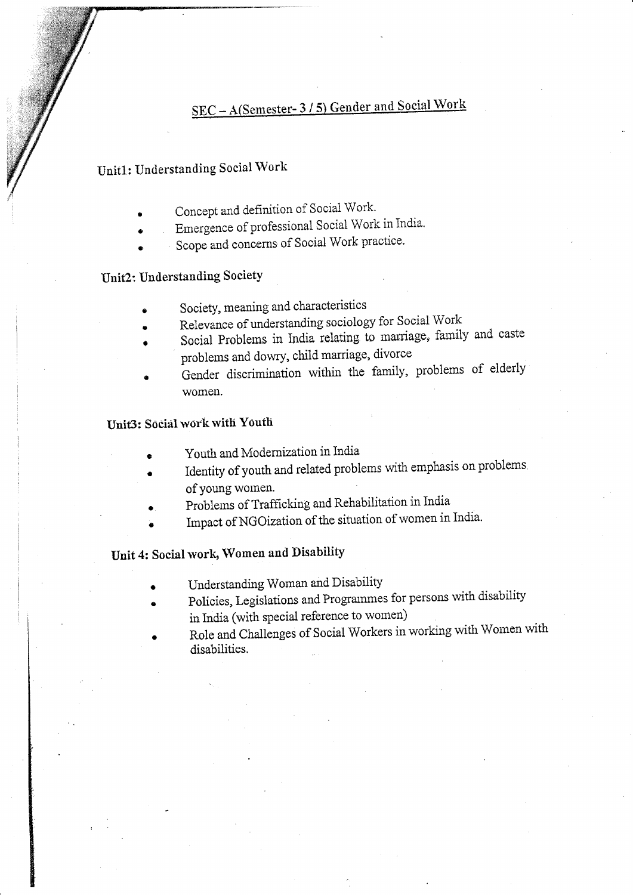## SEC – A(Semester- 3 / 5) Gender and Social Work

### Unit1: Understanding Social Work

- Concept and definition of Social Work.
- Emergence of professional Social Work in India.
- Scope and concerns of Social Work practice.

### Unit2: Understanding Society

- Society, meaning and characteristics
- Relevance of understanding sociology for Social Work
- Social Problems in India relating to marriage, family and caste problems and dowry, child marriage, divorce
- Gender discrimination within the family, problems of elderly women.

### Unit3: Social work with Youth

- Youth and Modernization in India
- Identity of youth and related problems with emphasis on problems of young women.
- Problems of Trafficking and Rehabilitation in India
- Impact of NGOization of the situation of women in India.

### Unit 4: Social work, Women and Disability

- Understanding Woman and Disability
- Policies, Legislations and Programmes for persons with disability in India (with special reference to women)
- Role and Challenges of Social Workers in working with Women with disabilities.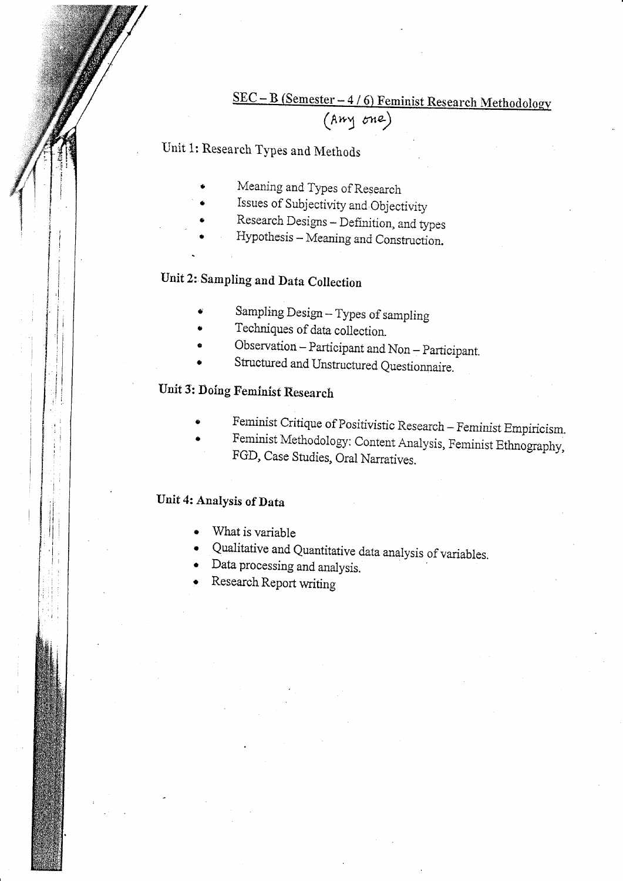## SEC – B (Semester – 4 / 6) Feminist Research Methodology

(Any one)

### Unit 1: Research Types and Methods

- Meaning and Types of Research
- Issues of Subjectivity and Objectivity
- Research Designs – Definition, and types
- Hypothesis – Meaning and Construction.

### Unit 2: Sampling and Data Collection

- Sampling Design – Types of sampling
- Techniques of data collection.
- Observation – Participant and Non – Participant.
- Structured and Unstructured Questionnaire.

### Unit 3: Doing Feminist Research

- Feminist Critique of Positivistic Research – Feminist Empiricism.
- Feminist Methodology: Content Analysis, Feminist Ethnography, FGD, Case Studies, Oral Narratives.

### Unit 4: Analysis of Data

- What is variable
- Qualitative and Quantitative data analysis of variables.
- Data processing and analysis.
- Research Report writing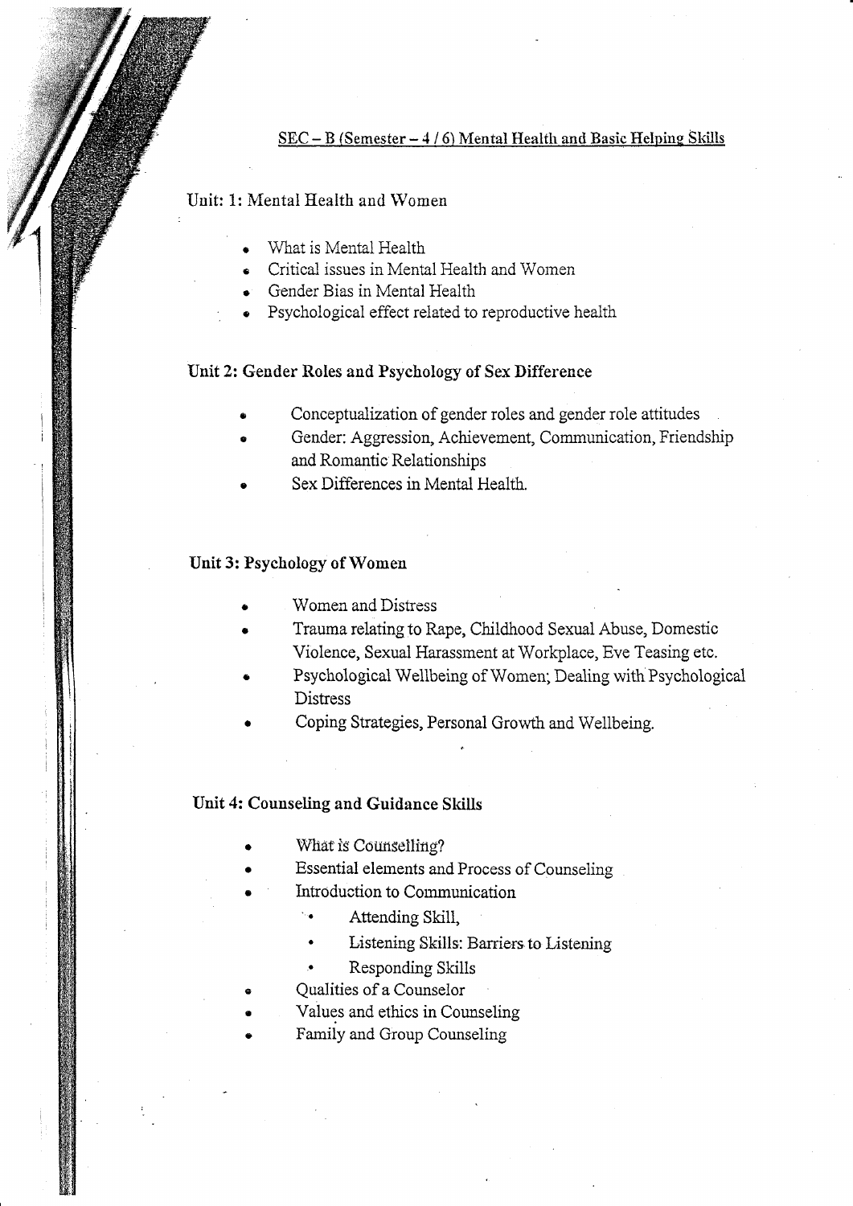## SEC – B (Semester – 4 / 6) Mental Health and Basic Helping Skills

### Unit: 1: Mental Health and Women

- What is Mental Health
- Critical issues in Mental Health and Women
- Gender Bias in Mental Health
- Psychological effect related to reproductive health

### Unit 2: Gender Roles and Psychology of Sex Difference

- Conceptualization of gender roles and gender role attitudes
- Gender: Aggression, Achievement, Communication, Friendship and Romantic Relationships
- Sex Differences in Mental Health.

### Unit 3: Psychology of Women

- Women and Distress
- Trauma relating to Rape, Childhood Sexual Abuse, Domestic Violence, Sexual Harassment at Workplace, Eve Teasing etc.
- Psychological Wellbeing of Women; Dealing with Psychological Distress
- Coping Strategies, Personal Growth and Wellbeing.

### Unit 4: Counseling and Guidance Skills

- What is Counselling?
- Essential elements and Process of Counseling
- Introduction to Communication
    - Attending Skill,
    - Listening Skills: Barriers to Listening
    - Responding Skills
- Qualities of a Counselor
- Values and ethics in Counseling
- Family and Group Counseling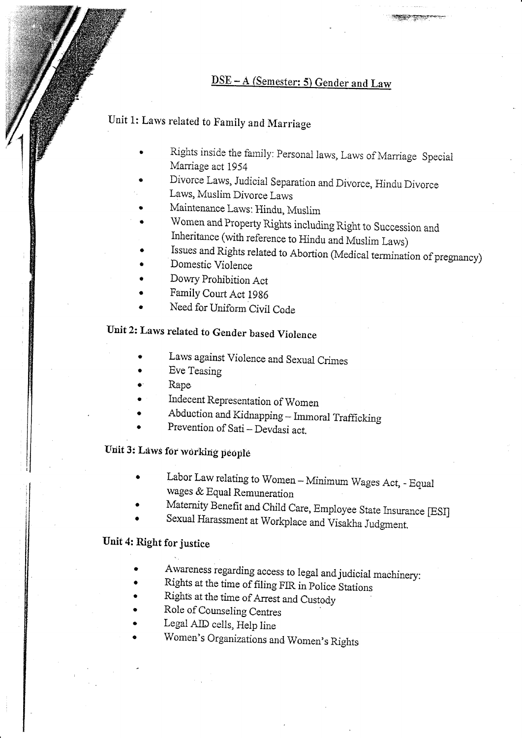## DSE – A (Semester: 5) Gender and Law

### Unit 1: Laws related to Family and Marriage

- Rights inside the family: Personal laws, Laws of Marriage Special Marriage act 1954
- Divorce Laws, Judicial Separation and Divorce, Hindu Divorce Laws, Muslim Divorce Laws
- Maintenance Laws: Hindu, Muslim
- Women and Property Rights including Right to Succession and Inheritance (with reference to Hindu and Muslim Laws)
- Issues and Rights related to Abortion (Medical termination of pregnancy)
- Domestic Violence
- Dowry Prohibition Act
- Family Court Act 1986
- Need for Uniform Civil Code

### Unit 2: Laws related to Gender based Violence

- Laws against Violence and Sexual Crimes
- Eve Teasing
- Rape
- Indecent Representation of Women
- Abduction and Kidnapping – Immoral Trafficking
- Prevention of Sati – Devdasi act.

### Unit 3: Laws for working people

- Labor Law relating to Women – Minimum Wages Act, - Equal wages & Equal Remuneration
- Maternity Benefit and Child Care, Employee State Insurance [ESI]
- Sexual Harassment at Workplace and Visakha Judgment.

### Unit 4: Right for justice

- Awareness regarding access to legal and judicial machinery:
- Rights at the time of filing FIR in Police Stations
- Rights at the time of Arrest and Custody
- Role of Counseling Centres
- Legal AID cells, Help line
- Women's Organizations and Women's Rights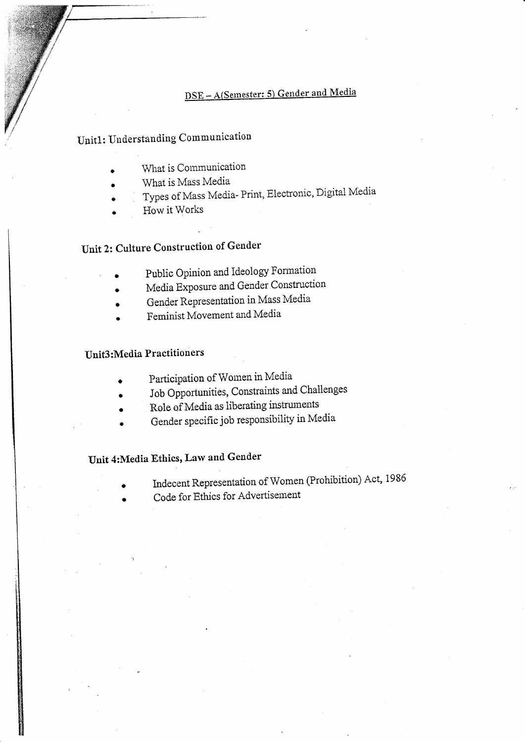## DSE – A(Semester: 5) Gender and Media

### Unit1: Understanding Communication

- What is Communication
- What is Mass Media
- Types of Mass Media- Print, Electronic, Digital Media
- How it Works

### Unit 2: Culture Construction of Gender

- Public Opinion and Ideology Formation
- Media Exposure and Gender Construction
- Gender Representation in Mass Media
- Feminist Movement and Media

### Unit3:Media Practitioners

- Participation of Women in Media
- Job Opportunities, Constraints and Challenges
- Role of Media as liberating instruments
- Gender specific job responsibility in Media

### Unit 4:Media Ethics, Law and Gender

- Indecent Representation of Women (Prohibition) Act, 1986
- Code for Ethics for Advertisement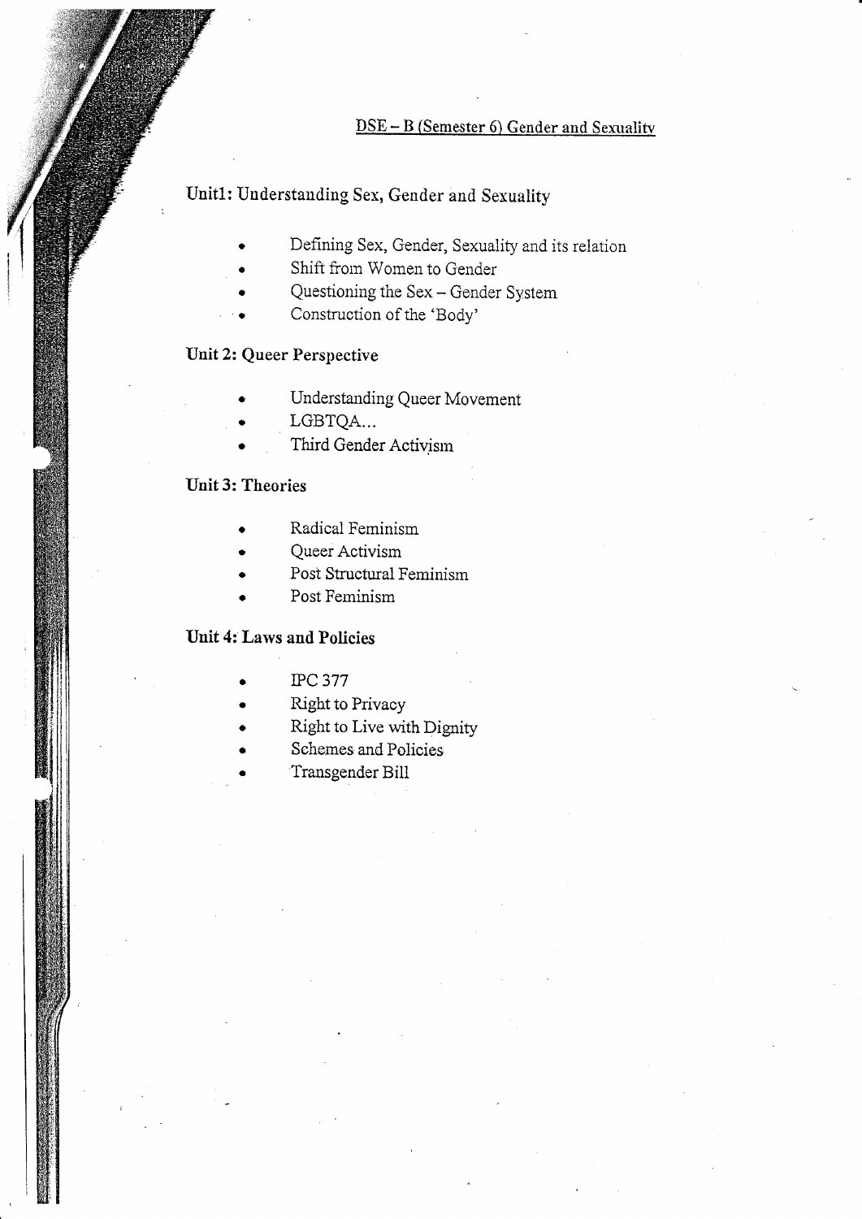## DSE – B (Semester 6) Gender and Sexuality

### Unit1: Understanding Sex, Gender and Sexuality

- Defining Sex, Gender, Sexuality and its relation
- Shift from Women to Gender
- Questioning the Sex – Gender System
- Construction of the 'Body'

### Unit 2: Queer Perspective

- Understanding Queer Movement
- LGBTQA...
- Third Gender Activism

### Unit 3: Theories

- Radical Feminism
- Queer Activism
- Post Structural Feminism
- Post Feminism

### Unit 4: Laws and Policies

- IPC 377
- Right to Privacy
- Right to Live with Dignity
- Schemes and Policies
- Transgender Bill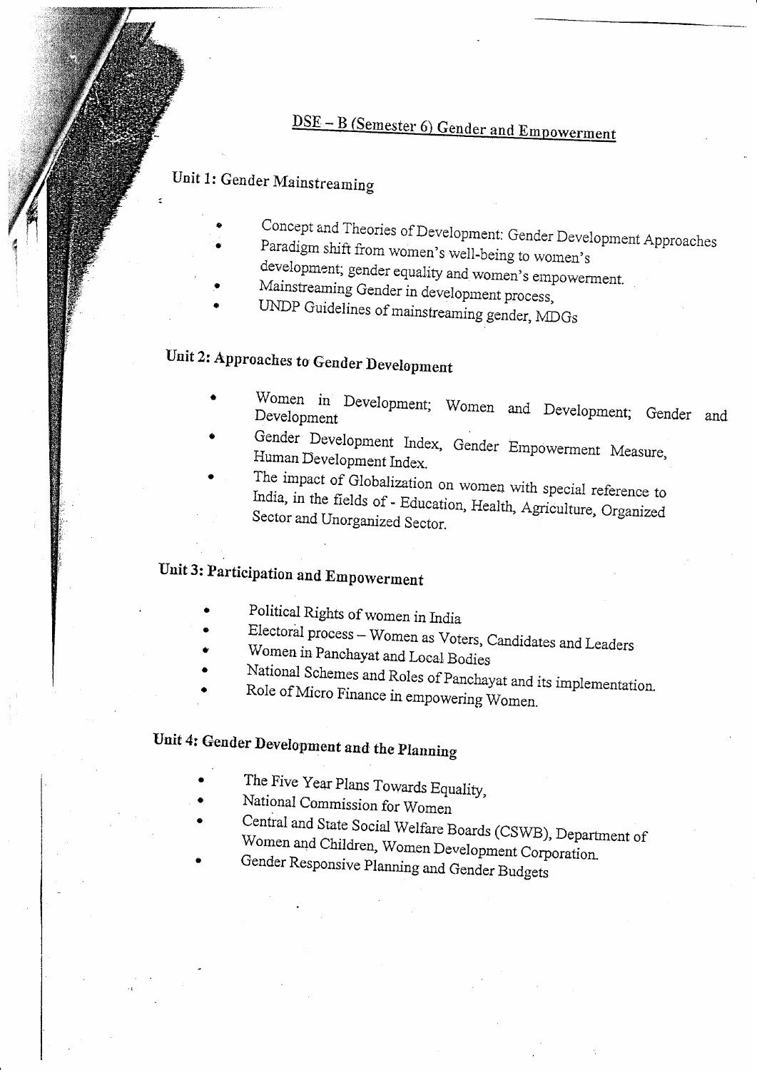## DSE – B (Semester 6) Gender and Empowerment

### Unit 1: Gender Mainstreaming

- Concept and Theories of Development: Gender Development Approaches
- Paradigm shift from women's well-being to women's development; gender equality and women's empowerment.
- Mainstreaming Gender in development process,
- UNDP Guidelines of mainstreaming gender, MDGs

### Unit 2: Approaches to Gender Development

- Women in Development; Women and Development; Gender and Development
- Gender Development Index, Gender Empowerment Measure, Human Development Index.
- The impact of Globalization on women with special reference to India, in the fields of - Education, Health, Agriculture, Organized Sector and Unorganized Sector.

### Unit 3: Participation and Empowerment

- Political Rights of women in India
- Electoral process – Women as Voters, Candidates and Leaders
- Women in Panchayat and Local Bodies
- National Schemes and Roles of Panchayat and its implementation.
- Role of Micro Finance in empowering Women.

### Unit 4: Gender Development and the Planning

- The Five Year Plans Towards Equality,
- National Commission for Women
- Central and State Social Welfare Boards (CSWB), Department of Women and Children, Women Development Corporation.
- Gender Responsive Planning and Gender Budgets